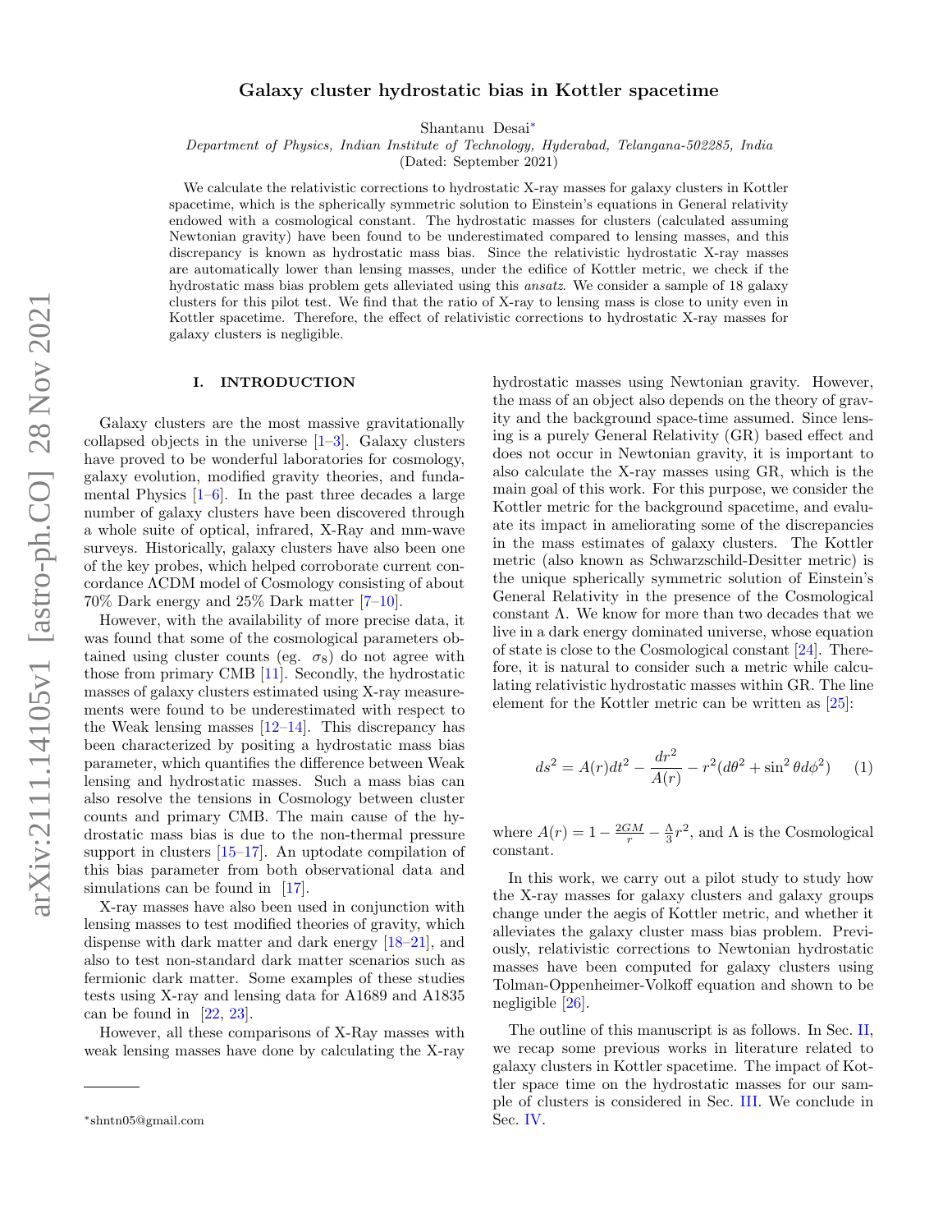# Galaxy cluster hydrostatic bias in Kottler spacetime

Shantanu Desai*

*Department of Physics, Indian Institute of Technology, Hyderabad, Telangana-502285, India*

(Dated: September 2021)

We calculate the relativistic corrections to hydrostatic X-ray masses for galaxy clusters in Kottler spacetime, which is the spherically symmetric solution to Einstein's equations in General relativity endowed with a cosmological constant. The hydrostatic masses for clusters (calculated assuming Newtonian gravity) have been found to be underestimated compared to lensing masses, and this discrepancy is known as hydrostatic mass bias. Since the relativistic hydrostatic X-ray masses are automatically lower than lensing masses, under the edifice of Kottler metric, we check if the hydrostatic mass bias problem gets alleviated using this *ansatz*. We consider a sample of 18 galaxy clusters for this pilot test. We find that the ratio of X-ray to lensing mass is close to unity even in Kottler spacetime. Therefore, the effect of relativistic corrections to hydrostatic X-ray masses for galaxy clusters is negligible.

## I. INTRODUCTION

Galaxy clusters are the most massive gravitationally collapsed objects in the universe [1–3]. Galaxy clusters have proved to be wonderful laboratories for cosmology, galaxy evolution, modified gravity theories, and fundamental Physics [1–6]. In the past three decades a large number of galaxy clusters have been discovered through a whole suite of optical, infrared, X-Ray and mm-wave surveys. Historically, galaxy clusters have also been one of the key probes, which helped corroborate current concordance ΛCDM model of Cosmology consisting of about 70% Dark energy and 25% Dark matter [7–10].

However, with the availability of more precise data, it was found that some of the cosmological parameters obtained using cluster counts (eg. $\sigma_8$) do not agree with those from primary CMB [11]. Secondly, the hydrostatic masses of galaxy clusters estimated using X-ray measurements were found to be underestimated with respect to the Weak lensing masses [12–14]. This discrepancy has been characterized by positing a hydrostatic mass bias parameter, which quantifies the difference between Weak lensing and hydrostatic masses. Such a mass bias can also resolve the tensions in Cosmology between cluster counts and primary CMB. The main cause of the hydrostatic mass bias is due to the non-thermal pressure support in clusters [15–17]. An uptodate compilation of this bias parameter from both observational data and simulations can be found in [17].

X-ray masses have also been used in conjunction with lensing masses to test modified theories of gravity, which dispense with dark matter and dark energy [18–21], and also to test non-standard dark matter scenarios such as fermionic dark matter. Some examples of these studies tests using X-ray and lensing data for A1689 and A1835 can be found in [22, 23].

However, all these comparisons of X-Ray masses with weak lensing masses have done by calculating the X-ray hydrostatic masses using Newtonian gravity. However, the mass of an object also depends on the theory of gravity and the background space-time assumed. Since lensing is a purely General Relativity (GR) based effect and does not occur in Newtonian gravity, it is important to also calculate the X-ray masses using GR, which is the main goal of this work. For this purpose, we consider the Kottler metric for the background spacetime, and evaluate its impact in ameliorating some of the discrepancies in the mass estimates of galaxy clusters. The Kottler metric (also known as Schwarzschild-Desitter metric) is the unique spherically symmetric solution of Einstein's General Relativity in the presence of the Cosmological constant Λ. We know for more than two decades that we live in a dark energy dominated universe, whose equation of state is close to the Cosmological constant [24]. Therefore, it is natural to consider such a metric while calculating relativistic hydrostatic masses within GR. The line element for the Kottler metric can be written as [25]:

$$ds^2 = A(r)dt^2 - \frac{dr^2}{A(r)} - r^2(d\theta^2 + \sin^2\theta d\phi^2) \qquad (1)$$

where $A(r) = 1 - \frac{2GM}{r} - \frac{\Lambda}{3}r^2$, and $\Lambda$ is the Cosmological constant.

In this work, we carry out a pilot study to study how the X-ray masses for galaxy clusters and galaxy groups change under the aegis of Kottler metric, and whether it alleviates the galaxy cluster mass bias problem. Previously, relativistic corrections to Newtonian hydrostatic masses have been computed for galaxy clusters using Tolman-Oppenheimer-Volkoff equation and shown to be negligible [26].

The outline of this manuscript is as follows. In Sec. II, we recap some previous works in literature related to galaxy clusters in Kottler spacetime. The impact of Kottler space time on the hydrostatic masses for our sample of clusters is considered in Sec. III. We conclude in Sec. IV.

---

*shntn05@gmail.com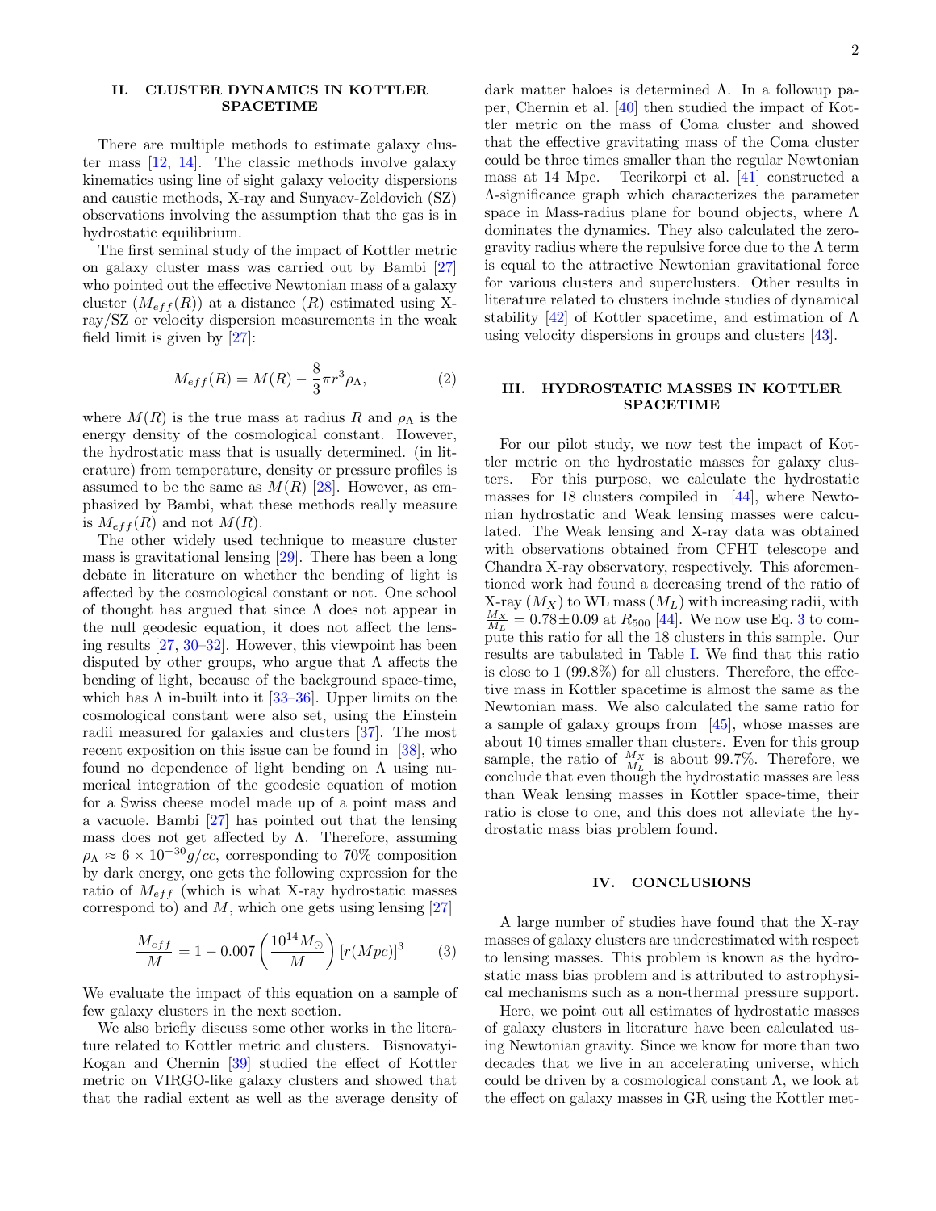## II. CLUSTER DYNAMICS IN KOTTLER SPACETIME

There are multiple methods to estimate galaxy cluster mass [12, 14]. The classic methods involve galaxy kinematics using line of sight galaxy velocity dispersions and caustic methods, X-ray and Sunyaev-Zeldovich (SZ) observations involving the assumption that the gas is in hydrostatic equilibrium.

The first seminal study of the impact of Kottler metric on galaxy cluster mass was carried out by Bambi [27] who pointed out the effective Newtonian mass of a galaxy cluster ($M_{eff}(R)$) at a distance ($R$) estimated using X-ray/SZ or velocity dispersion measurements in the weak field limit is given by [27]:

$$M_{eff}(R) = M(R) - \frac{8}{3}\pi r^3 \rho_\Lambda, \tag{2}$$

where $M(R)$ is the true mass at radius $R$ and $\rho_\Lambda$ is the energy density of the cosmological constant. However, the hydrostatic mass that is usually determined. (in literature) from temperature, density or pressure profiles is assumed to be the same as $M(R)$ [28]. However, as emphasized by Bambi, what these methods really measure is $M_{eff}(R)$ and not $M(R)$.

The other widely used technique to measure cluster mass is gravitational lensing [29]. There has been a long debate in literature on whether the bending of light is affected by the cosmological constant or not. One school of thought has argued that since $\Lambda$ does not appear in the null geodesic equation, it does not affect the lensing results [27, 30–32]. However, this viewpoint has been disputed by other groups, who argue that $\Lambda$ affects the bending of light, because of the background space-time, which has $\Lambda$ in-built into it [33–36]. Upper limits on the cosmological constant were also set, using the Einstein radii measured for galaxies and clusters [37]. The most recent exposition on this issue can be found in [38], who found no dependence of light bending on $\Lambda$ using numerical integration of the geodesic equation of motion for a Swiss cheese model made up of a point mass and a vacuole. Bambi [27] has pointed out that the lensing mass does not get affected by $\Lambda$. Therefore, assuming $\rho_\Lambda \approx 6 \times 10^{-30} g/cc$, corresponding to 70% composition by dark energy, one gets the following expression for the ratio of $M_{eff}$ (which is what X-ray hydrostatic masses correspond to) and $M$, which one gets using lensing [27]

$$\frac{M_{eff}}{M} = 1 - 0.007 \left(\frac{10^{14} M_\odot}{M}\right) [r(Mpc)]^3 \tag{3}$$

We evaluate the impact of this equation on a sample of few galaxy clusters in the next section.

We also briefly discuss some other works in the literature related to Kottler metric and clusters. Bisnovatyi-Kogan and Chernin [39] studied the effect of Kottler metric on VIRGO-like galaxy clusters and showed that that the radial extent as well as the average density of dark matter haloes is determined $\Lambda$. In a followup paper, Chernin et al. [40] then studied the impact of Kottler metric on the mass of Coma cluster and showed that the effective gravitating mass of the Coma cluster could be three times smaller than the regular Newtonian mass at 14 Mpc. Teerikorpi et al. [41] constructed a $\Lambda$-significance graph which characterizes the parameter space in Mass-radius plane for bound objects, where $\Lambda$ dominates the dynamics. They also calculated the zero-gravity radius where the repulsive force due to the $\Lambda$ term is equal to the attractive Newtonian gravitational force for various clusters and superclusters. Other results in literature related to clusters include studies of dynamical stability [42] of Kottler spacetime, and estimation of $\Lambda$ using velocity dispersions in groups and clusters [43].

## III. HYDROSTATIC MASSES IN KOTTLER SPACETIME

For our pilot study, we now test the impact of Kottler metric on the hydrostatic masses for galaxy clusters. For this purpose, we calculate the hydrostatic masses for 18 clusters compiled in [44], where Newtonian hydrostatic and Weak lensing masses were calculated. The Weak lensing and X-ray data was obtained with observations obtained from CFHT telescope and Chandra X-ray observatory, respectively. This aforementioned work had found a decreasing trend of the ratio of X-ray ($M_X$) to WL mass ($M_L$) with increasing radii, with $\frac{M_X}{M_L} = 0.78 \pm 0.09$ at $R_{500}$ [44]. We now use Eq. 3 to compute this ratio for all the 18 clusters in this sample. Our results are tabulated in Table I. We find that this ratio is close to 1 (99.8%) for all clusters. Therefore, the effective mass in Kottler spacetime is almost the same as the Newtonian mass. We also calculated the same ratio for a sample of galaxy groups from [45], whose masses are about 10 times smaller than clusters. Even for this group sample, the ratio of $\frac{M_X}{M_L}$ is about 99.7%. Therefore, we conclude that even though the hydrostatic masses are less than Weak lensing masses in Kottler space-time, their ratio is close to one, and this does not alleviate the hydrostatic mass bias problem found.

## IV. CONCLUSIONS

A large number of studies have found that the X-ray masses of galaxy clusters are underestimated with respect to lensing masses. This problem is known as the hydrostatic mass bias problem and is attributed to astrophysical mechanisms such as a non-thermal pressure support.

Here, we point out all estimates of hydrostatic masses of galaxy clusters in literature have been calculated using Newtonian gravity. Since we know for more than two decades that we live in an accelerating universe, which could be driven by a cosmological constant $\Lambda$, we look at the effect on galaxy masses in GR using the Kottler met-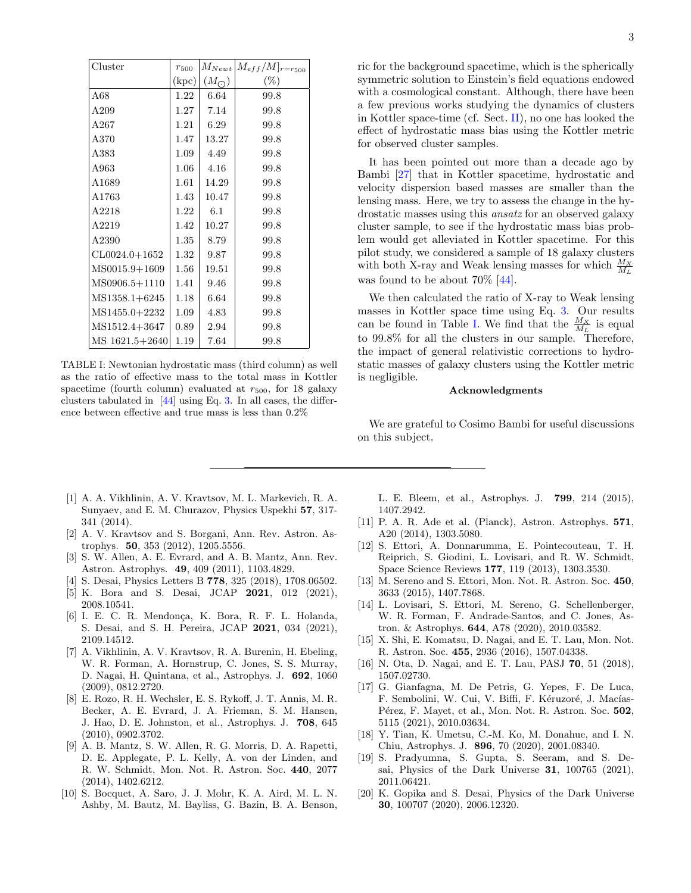| Cluster | $r_{500}$ (kpc) | $M_{Newt}$ ($M_{\odot}$) | $[M_{eff}/M]_{r=r_{500}}$ (%) |
|---|---|---|---|
| A68 | 1.22 | 6.64 | 99.8 |
| A209 | 1.27 | 7.14 | 99.8 |
| A267 | 1.21 | 6.29 | 99.8 |
| A370 | 1.47 | 13.27 | 99.8 |
| A383 | 1.09 | 4.49 | 99.8 |
| A963 | 1.06 | 4.16 | 99.8 |
| A1689 | 1.61 | 14.29 | 99.8 |
| A1763 | 1.43 | 10.47 | 99.8 |
| A2218 | 1.22 | 6.1 | 99.8 |
| A2219 | 1.42 | 10.27 | 99.8 |
| A2390 | 1.35 | 8.79 | 99.8 |
| CL0024.0+1652 | 1.32 | 9.87 | 99.8 |
| MS0015.9+1609 | 1.56 | 19.51 | 99.8 |
| MS0906.5+1110 | 1.41 | 9.46 | 99.8 |
| MS1358.1+6245 | 1.18 | 6.64 | 99.8 |
| MS1455.0+2232 | 1.09 | 4.83 | 99.8 |
| MS1512.4+3647 | 0.89 | 2.94 | 99.8 |
| MS 1621.5+2640 | 1.19 | 7.64 | 99.8 |

TABLE I: Newtonian hydrostatic mass (third column) as well as the ratio of effective mass to the total mass in Kottler spacetime (fourth column) evaluated at $r_{500}$, for 18 galaxy clusters tabulated in [44] using Eq. 3. In all cases, the difference between effective and true mass is less than 0.2%

ric for the background spacetime, which is the spherically symmetric solution to Einstein's field equations endowed with a cosmological constant. Although, there have been a few previous works studying the dynamics of clusters in Kottler space-time (cf. Sect. II), no one has looked the effect of hydrostatic mass bias using the Kottler metric for observed cluster samples.

It has been pointed out more than a decade ago by Bambi [27] that in Kottler spacetime, hydrostatic and velocity dispersion based masses are smaller than the lensing mass. Here, we try to assess the change in the hydrostatic masses using this *ansatz* for an observed galaxy cluster sample, to see if the hydrostatic mass bias problem would get alleviated in Kottler spacetime. For this pilot study, we considered a sample of 18 galaxy clusters with both X-ray and Weak lensing masses for which $\frac{M_X}{M_L}$ was found to be about 70% [44].

We then calculated the ratio of X-ray to Weak lensing masses in Kottler space time using Eq. 3. Our results can be found in Table I. We find that the $\frac{M_X}{M_L}$ is equal to 99.8% for all the clusters in our sample. Therefore, the impact of general relativistic corrections to hydrostatic masses of galaxy clusters using the Kottler metric is negligible.

**Acknowledgments**

We are grateful to Cosimo Bambi for useful discussions on this subject.

---

[1] A. A. Vikhlinin, A. V. Kravtsov, M. L. Markevich, R. A. Sunyaev, and E. M. Churazov, Physics Uspekhi **57**, 317-341 (2014).

[2] A. V. Kravtsov and S. Borgani, Ann. Rev. Astron. Astrophys. **50**, 353 (2012), 1205.5556.

[3] S. W. Allen, A. E. Evrard, and A. B. Mantz, Ann. Rev. Astron. Astrophys. **49**, 409 (2011), 1103.4829.

[4] S. Desai, Physics Letters B **778**, 325 (2018), 1708.06502.

[5] K. Bora and S. Desai, JCAP **2021**, 012 (2021), 2008.10541.

[6] I. E. C. R. Mendonça, K. Bora, R. F. L. Holanda, S. Desai, and S. H. Pereira, JCAP **2021**, 034 (2021), 2109.14512.

[7] A. Vikhlinin, A. V. Kravtsov, R. A. Burenin, H. Ebeling, W. R. Forman, A. Hornstrup, C. Jones, S. S. Murray, D. Nagai, H. Quintana, et al., Astrophys. J. **692**, 1060 (2009), 0812.2720.

[8] E. Rozo, R. H. Wechsler, E. S. Rykoff, J. T. Annis, M. R. Becker, A. E. Evrard, J. A. Frieman, S. M. Hansen, J. Hao, D. E. Johnston, et al., Astrophys. J. **708**, 645 (2010), 0902.3702.

[9] A. B. Mantz, S. W. Allen, R. G. Morris, D. A. Rapetti, D. E. Applegate, P. L. Kelly, A. von der Linden, and R. W. Schmidt, Mon. Not. R. Astron. Soc. **440**, 2077 (2014), 1402.6212.

[10] S. Bocquet, A. Saro, J. J. Mohr, K. A. Aird, M. L. N. Ashby, M. Bautz, M. Bayliss, G. Bazin, B. A. Benson, L. E. Bleem, et al., Astrophys. J. **799**, 214 (2015), 1407.2942.

[11] P. A. R. Ade et al. (Planck), Astron. Astrophys. **571**, A20 (2014), 1303.5080.

[12] S. Ettori, A. Donnarumma, E. Pointecouteau, T. H. Reiprich, S. Giodini, L. Lovisari, and R. W. Schmidt, Space Science Reviews **177**, 119 (2013), 1303.3530.

[13] M. Sereno and S. Ettori, Mon. Not. R. Astron. Soc. **450**, 3633 (2015), 1407.7868.

[14] L. Lovisari, S. Ettori, M. Sereno, G. Schellenberger, W. R. Forman, F. Andrade-Santos, and C. Jones, Astron. & Astrophys. **644**, A78 (2020), 2010.03582.

[15] X. Shi, E. Komatsu, D. Nagai, and E. T. Lau, Mon. Not. R. Astron. Soc. **455**, 2936 (2016), 1507.04338.

[16] N. Ota, D. Nagai, and E. T. Lau, PASJ **70**, 51 (2018), 1507.02730.

[17] G. Gianfagna, M. De Petris, G. Yepes, F. De Luca, F. Sembolini, W. Cui, V. Biffi, F. Kéruzoré, J. Macías-Pérez, F. Mayet, et al., Mon. Not. R. Astron. Soc. **502**, 5115 (2021), 2010.03634.

[18] Y. Tian, K. Umetsu, C.-M. Ko, M. Donahue, and I. N. Chiu, Astrophys. J. **896**, 70 (2020), 2001.08340.

[19] S. Pradyumna, S. Gupta, S. Seeram, and S. Desai, Physics of the Dark Universe **31**, 100765 (2021), 2011.06421.

[20] K. Gopika and S. Desai, Physics of the Dark Universe **30**, 100707 (2020), 2006.12320.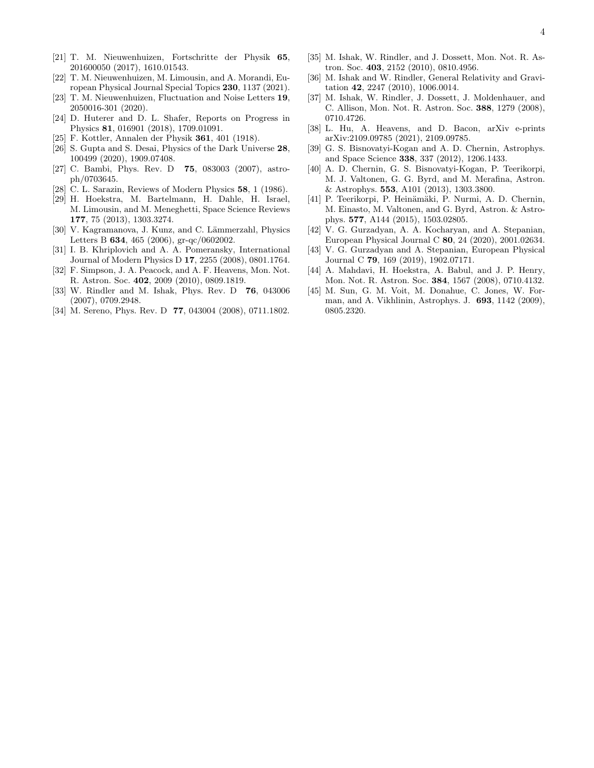[21] T. M. Nieuwenhuizen, Fortschritte der Physik **65**, 201600050 (2017), 1610.01543.

[22] T. M. Nieuwenhuizen, M. Limousin, and A. Morandi, European Physical Journal Special Topics **230**, 1137 (2021).

[23] T. M. Nieuwenhuizen, Fluctuation and Noise Letters **19**, 2050016-301 (2020).

[24] D. Huterer and D. L. Shafer, Reports on Progress in Physics **81**, 016901 (2018), 1709.01091.

[25] F. Kottler, Annalen der Physik **361**, 401 (1918).

[26] S. Gupta and S. Desai, Physics of the Dark Universe **28**, 100499 (2020), 1909.07408.

[27] C. Bambi, Phys. Rev. D **75**, 083003 (2007), astro-ph/0703645.

[28] C. L. Sarazin, Reviews of Modern Physics **58**, 1 (1986).

[29] H. Hoekstra, M. Bartelmann, H. Dahle, H. Israel, M. Limousin, and M. Meneghetti, Space Science Reviews **177**, 75 (2013), 1303.3274.

[30] V. Kagramanova, J. Kunz, and C. Lämmerzahl, Physics Letters B **634**, 465 (2006), gr-qc/0602002.

[31] I. B. Khriplovich and A. A. Pomeransky, International Journal of Modern Physics D **17**, 2255 (2008), 0801.1764.

[32] F. Simpson, J. A. Peacock, and A. F. Heavens, Mon. Not. R. Astron. Soc. **402**, 2009 (2010), 0809.1819.

[33] W. Rindler and M. Ishak, Phys. Rev. D **76**, 043006 (2007), 0709.2948.

[34] M. Sereno, Phys. Rev. D **77**, 043004 (2008), 0711.1802.

[35] M. Ishak, W. Rindler, and J. Dossett, Mon. Not. R. Astron. Soc. **403**, 2152 (2010), 0810.4956.

[36] M. Ishak and W. Rindler, General Relativity and Gravitation **42**, 2247 (2010), 1006.0014.

[37] M. Ishak, W. Rindler, J. Dossett, J. Moldenhauer, and C. Allison, Mon. Not. R. Astron. Soc. **388**, 1279 (2008), 0710.4726.

[38] L. Hu, A. Heavens, and D. Bacon, arXiv e-prints arXiv:2109.09785 (2021), 2109.09785.

[39] G. S. Bisnovatyi-Kogan and A. D. Chernin, Astrophys. and Space Science **338**, 337 (2012), 1206.1433.

[40] A. D. Chernin, G. S. Bisnovatyi-Kogan, P. Teerikorpi, M. J. Valtonen, G. G. Byrd, and M. Merafina, Astron. & Astrophys. **553**, A101 (2013), 1303.3800.

[41] P. Teerikorpi, P. Heinämäki, P. Nurmi, A. D. Chernin, M. Einasto, M. Valtonen, and G. Byrd, Astron. & Astrophys. **577**, A144 (2015), 1503.02805.

[42] V. G. Gurzadyan, A. A. Kocharyan, and A. Stepanian, European Physical Journal C **80**, 24 (2020), 2001.02634.

[43] V. G. Gurzadyan and A. Stepanian, European Physical Journal C **79**, 169 (2019), 1902.07171.

[44] A. Mahdavi, H. Hoekstra, A. Babul, and J. P. Henry, Mon. Not. R. Astron. Soc. **384**, 1567 (2008), 0710.4132.

[45] M. Sun, G. M. Voit, M. Donahue, C. Jones, W. Forman, and A. Vikhlinin, Astrophys. J. **693**, 1142 (2009), 0805.2320.